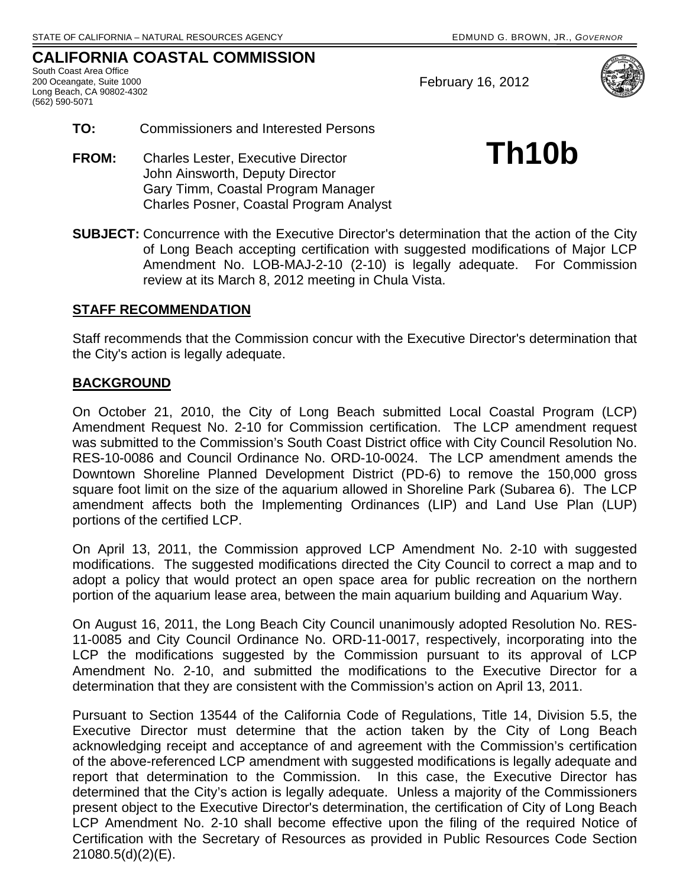STATE OF CALIFORNIA – NATURAL RESOURCES AGENCY EDMUND G. BROWN, JR., *GOVERNOR*

## CALIFORNIA COASTAL COMMISSION

South Coast Area Office
200 Oceangate, Suite 1000
Long Beach, CA 90802-4302
(562) 590-5071

February 16, 2012

**TO:** Commissioners and Interested Persons

**FROM:** Charles Lester, Executive Director
John Ainsworth, Deputy Director
Gary Timm, Coastal Program Manager
Charles Posner, Coastal Program Analyst

# Th10b

**SUBJECT:** Concurrence with the Executive Director's determination that the action of the City of Long Beach accepting certification with suggested modifications of Major LCP Amendment No. LOB-MAJ-2-10 (2-10) is legally adequate. For Commission review at its March 8, 2012 meeting in Chula Vista.

**STAFF RECOMMENDATION**

Staff recommends that the Commission concur with the Executive Director's determination that the City's action is legally adequate.

**BACKGROUND**

On October 21, 2010, the City of Long Beach submitted Local Coastal Program (LCP) Amendment Request No. 2-10 for Commission certification. The LCP amendment request was submitted to the Commission's South Coast District office with City Council Resolution No. RES-10-0086 and Council Ordinance No. ORD-10-0024. The LCP amendment amends the Downtown Shoreline Planned Development District (PD-6) to remove the 150,000 gross square foot limit on the size of the aquarium allowed in Shoreline Park (Subarea 6). The LCP amendment affects both the Implementing Ordinances (LIP) and Land Use Plan (LUP) portions of the certified LCP.

On April 13, 2011, the Commission approved LCP Amendment No. 2-10 with suggested modifications. The suggested modifications directed the City Council to correct a map and to adopt a policy that would protect an open space area for public recreation on the northern portion of the aquarium lease area, between the main aquarium building and Aquarium Way.

On August 16, 2011, the Long Beach City Council unanimously adopted Resolution No. RES-11-0085 and City Council Ordinance No. ORD-11-0017, respectively, incorporating into the LCP the modifications suggested by the Commission pursuant to its approval of LCP Amendment No. 2-10, and submitted the modifications to the Executive Director for a determination that they are consistent with the Commission's action on April 13, 2011.

Pursuant to Section 13544 of the California Code of Regulations, Title 14, Division 5.5, the Executive Director must determine that the action taken by the City of Long Beach acknowledging receipt and acceptance of and agreement with the Commission's certification of the above-referenced LCP amendment with suggested modifications is legally adequate and report that determination to the Commission. In this case, the Executive Director has determined that the City's action is legally adequate. Unless a majority of the Commissioners present object to the Executive Director's determination, the certification of City of Long Beach LCP Amendment No. 2-10 shall become effective upon the filing of the required Notice of Certification with the Secretary of Resources as provided in Public Resources Code Section 21080.5(d)(2)(E).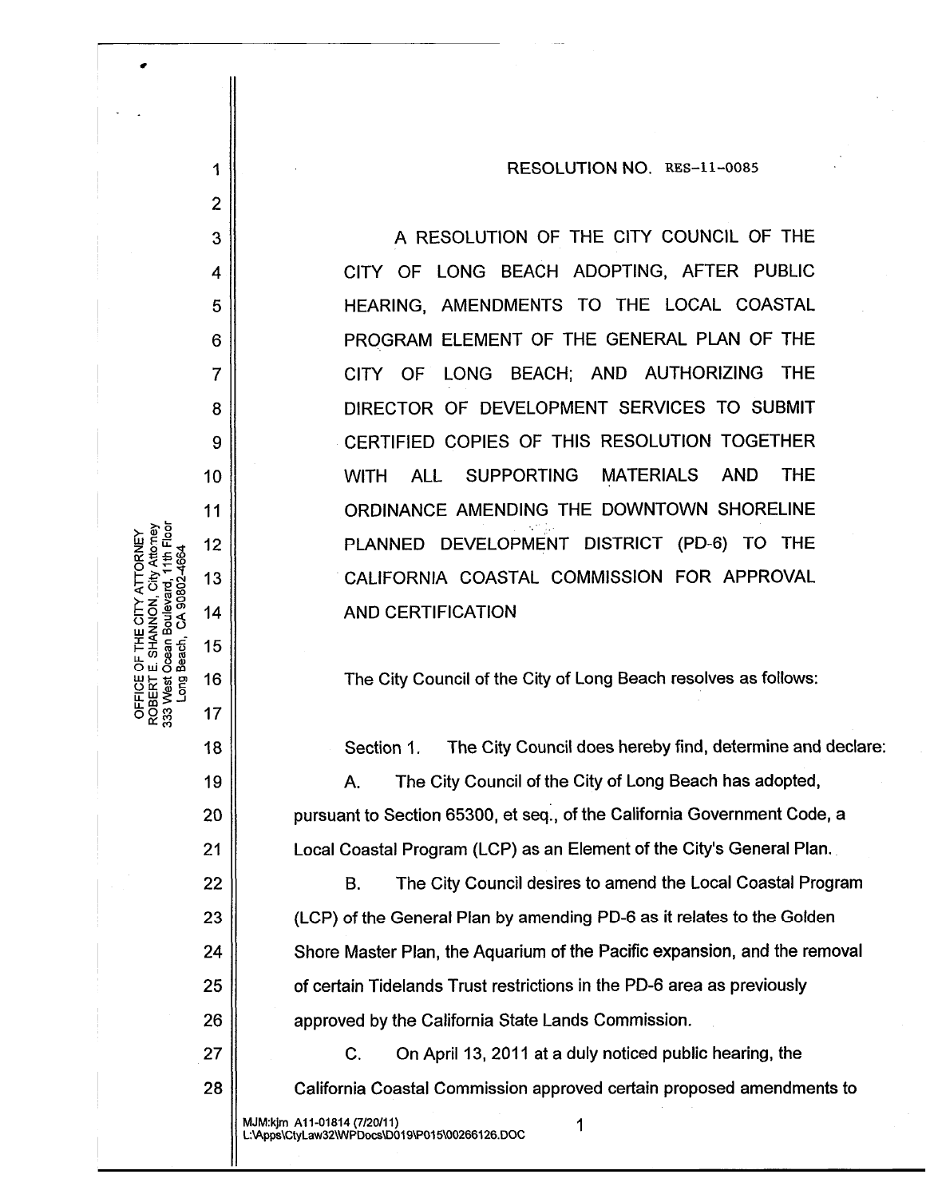RESOLUTION NO. RES-11-0085

A RESOLUTION OF THE CITY COUNCIL OF THE CITY OF LONG BEACH ADOPTING, AFTER PUBLIC HEARING, AMENDMENTS TO THE LOCAL COASTAL PROGRAM ELEMENT OF THE GENERAL PLAN OF THE CITY OF LONG BEACH; AND AUTHORIZING THE DIRECTOR OF DEVELOPMENT SERVICES TO SUBMIT CERTIFIED COPIES OF THIS RESOLUTION TOGETHER WITH ALL SUPPORTING MATERIALS AND THE ORDINANCE AMENDING THE DOWNTOWN SHORELINE PLANNED DEVELOPMENT DISTRICT (PD-6) TO THE CALIFORNIA COASTAL COMMISSION FOR APPROVAL AND CERTIFICATION

The City Council of the City of Long Beach resolves as follows:

Section 1. The City Council does hereby find, determine and declare:

A. The City Council of the City of Long Beach has adopted, pursuant to Section 65300, et seq., of the California Government Code, a Local Coastal Program (LCP) as an Element of the City's General Plan.

B. The City Council desires to amend the Local Coastal Program (LCP) of the General Plan by amending PD-6 as it relates to the Golden Shore Master Plan, the Aquarium of the Pacific expansion, and the removal of certain Tidelands Trust restrictions in the PD-6 area as previously approved by the California State Lands Commission.

C. On April 13, 2011 at a duly noticed public hearing, the California Coastal Commission approved certain proposed amendments to

MJM:kjm A11-01814 (7/20/11)
L:\Apps\CtyLaw32\WPDocs\D019\P015\00266126.DOC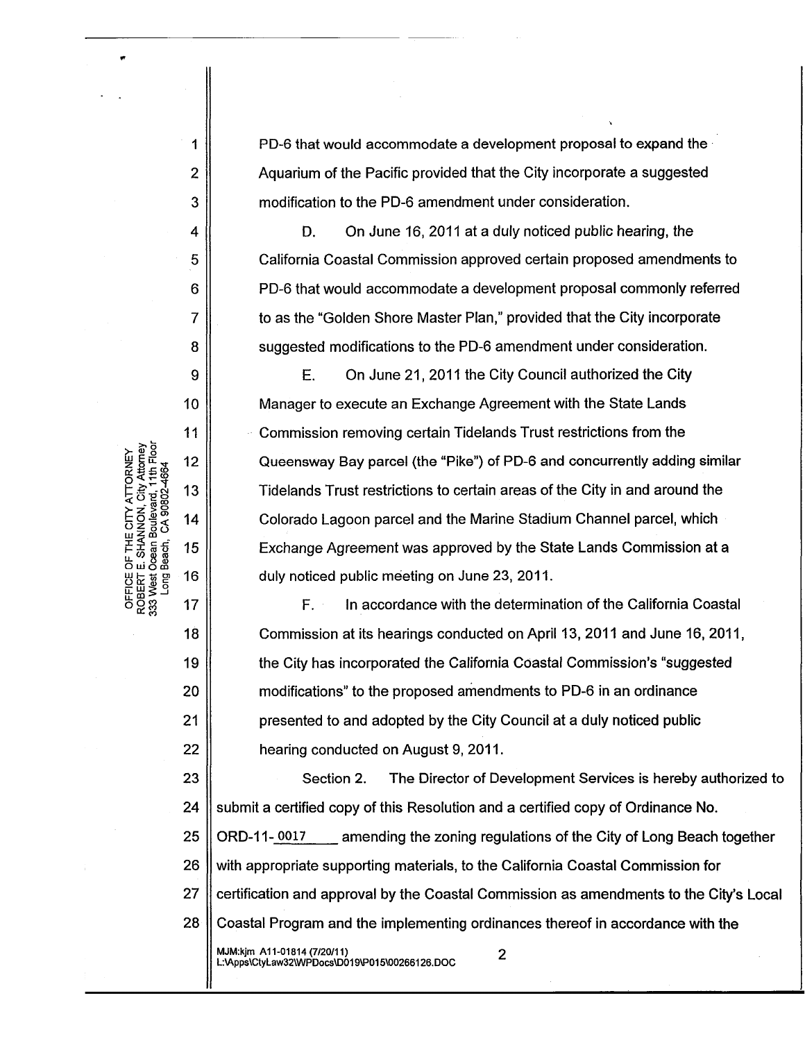PD-6 that would accommodate a development proposal to expand the Aquarium of the Pacific provided that the City incorporate a suggested modification to the PD-6 amendment under consideration.

D. On June 16, 2011 at a duly noticed public hearing, the California Coastal Commission approved certain proposed amendments to PD-6 that would accommodate a development proposal commonly referred to as the "Golden Shore Master Plan," provided that the City incorporate suggested modifications to the PD-6 amendment under consideration.

E. On June 21, 2011 the City Council authorized the City Manager to execute an Exchange Agreement with the State Lands Commission removing certain Tidelands Trust restrictions from the Queensway Bay parcel (the "Pike") of PD-6 and concurrently adding similar Tidelands Trust restrictions to certain areas of the City in and around the Colorado Lagoon parcel and the Marine Stadium Channel parcel, which Exchange Agreement was approved by the State Lands Commission at a duly noticed public meeting on June 23, 2011.

F. In accordance with the determination of the California Coastal Commission at its hearings conducted on April 13, 2011 and June 16, 2011, the City has incorporated the California Coastal Commission's "suggested modifications" to the proposed amendments to PD-6 in an ordinance presented to and adopted by the City Council at a duly noticed public hearing conducted on August 9, 2011.

Section 2. The Director of Development Services is hereby authorized to submit a certified copy of this Resolution and a certified copy of Ordinance No. ORD-11-0017 amending the zoning regulations of the City of Long Beach together with appropriate supporting materials, to the California Coastal Commission for certification and approval by the Coastal Commission as amendments to the City's Local Coastal Program and the implementing ordinances thereof in accordance with the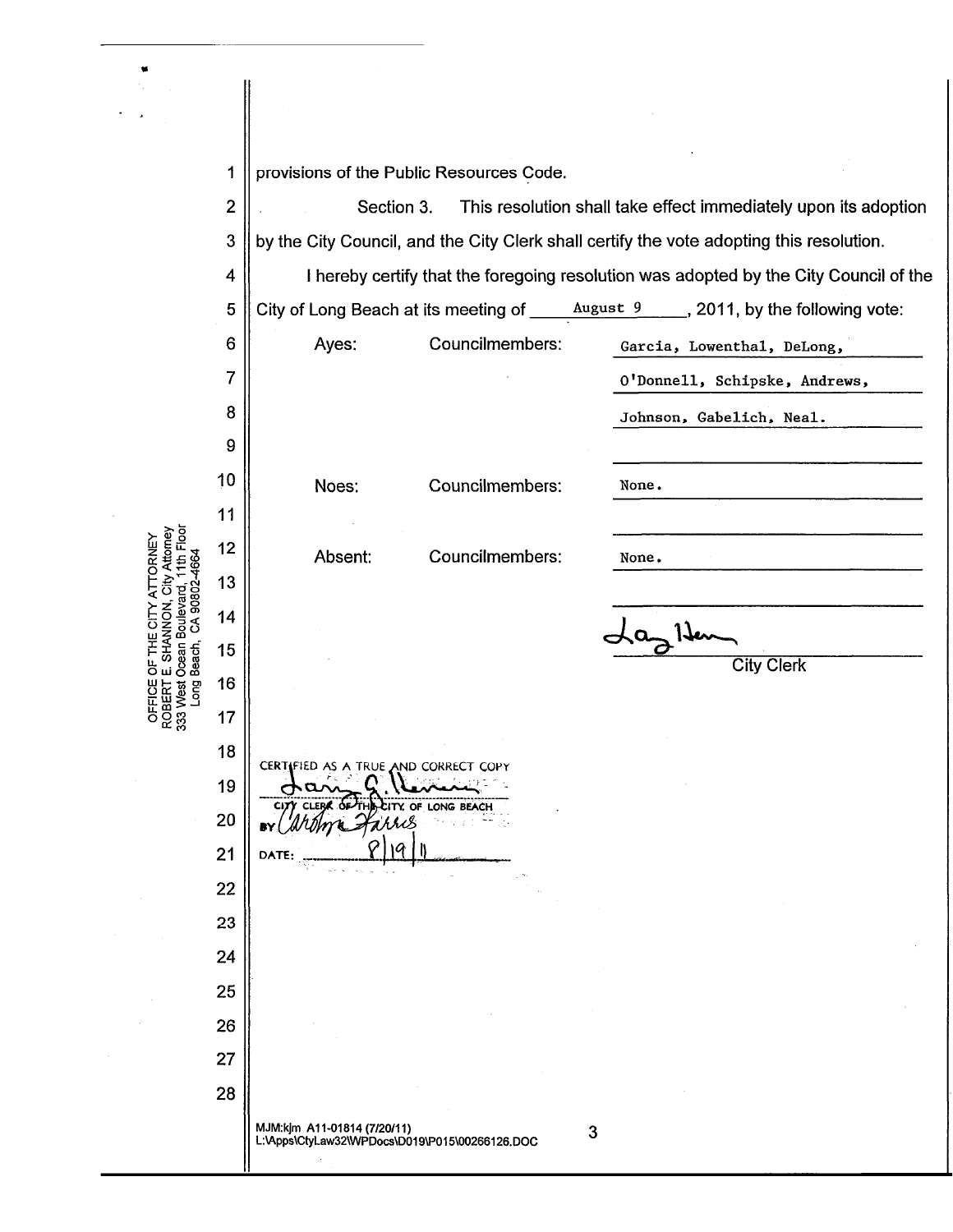provisions of the Public Resources Code.

Section 3. This resolution shall take effect immediately upon its adoption by the City Council, and the City Clerk shall certify the vote adopting this resolution.

I hereby certify that the foregoing resolution was adopted by the City Council of the City of Long Beach at its meeting of August 9, 2011, by the following vote:

| | | |
|---|---|---|
| Ayes: | Councilmembers: | Garcia, Lowenthal, DeLong, O'Donnell, Schipske, Andrews, Johnson, Gabelich, Neal. |
| Noes: | Councilmembers: | None. |
| Absent: | Councilmembers: | None. |

City Clerk

CERTIFIED AS A TRUE AND CORRECT COPY

CITY CLERK OF THE CITY OF LONG BEACH

BY

DATE: 8/19/11

OFFICE OF THE CITY ATTORNEY
ROBERT E. SHANNON, City Attorney
333 West Ocean Boulevard, 11th Floor
Long Beach, CA 90802-4664

MJM:kjm A11-01814 (7/20/11)
L:\Apps\CtyLaw32\WPDocs\D019\P015\00266126.DOC